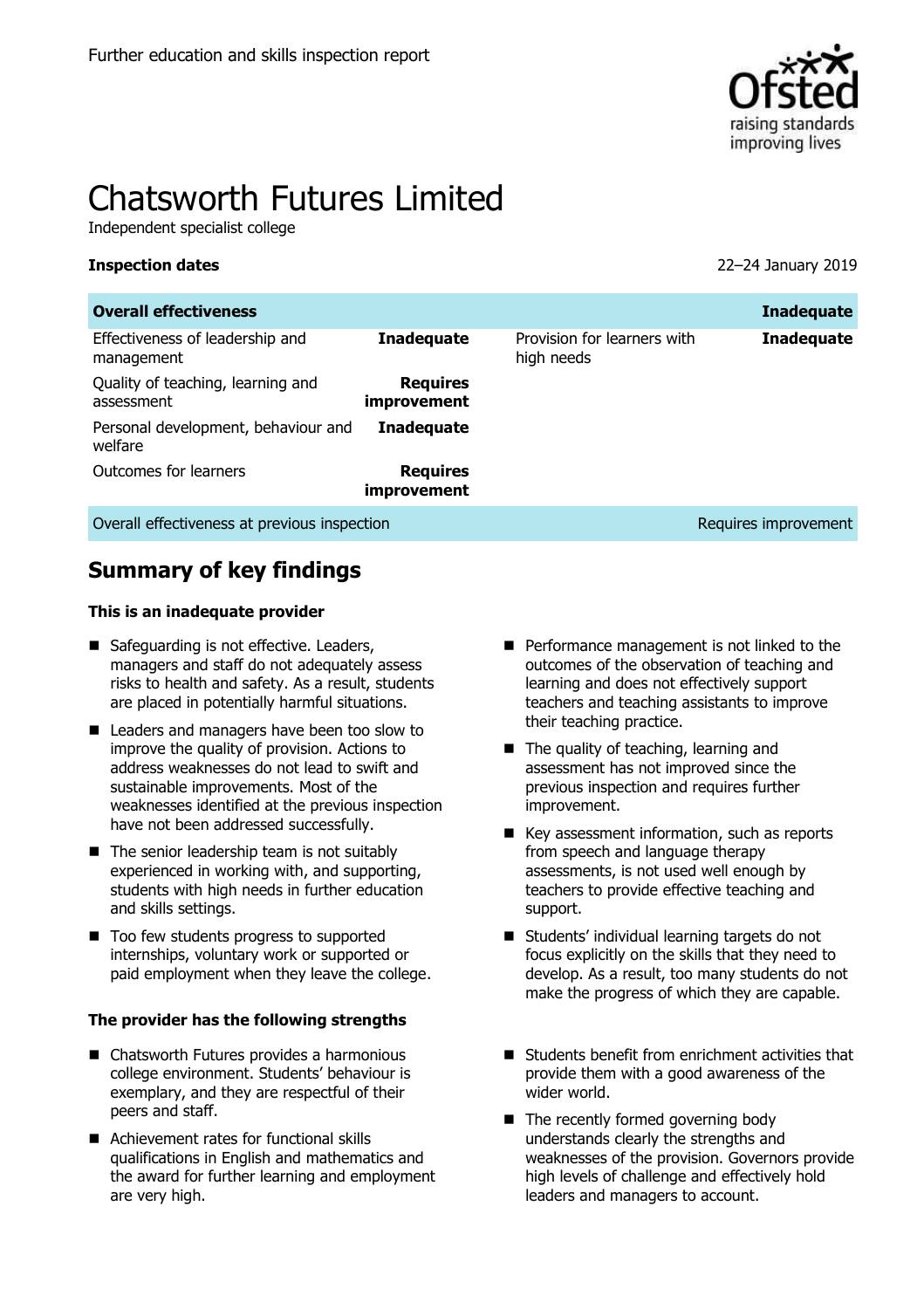Further education and skills inspection report

# Chatsworth Futures Limited

Independent specialist college

**Inspection dates** 22–24 January 2019

| **Overall effectiveness** | | | **Inadequate** |
|---|---|---|---|
| Effectiveness of leadership and management | **Inadequate** | Provision for learners with high needs | **Inadequate** |
| Quality of teaching, learning and assessment | **Requires improvement** | | |
| Personal development, behaviour and welfare | **Inadequate** | | |
| Outcomes for learners | **Requires improvement** | | |
| Overall effectiveness at previous inspection | | | Requires improvement |

## Summary of key findings

**This is an inadequate provider**

- Safeguarding is not effective. Leaders, managers and staff do not adequately assess risks to health and safety. As a result, students are placed in potentially harmful situations.
- Leaders and managers have been too slow to improve the quality of provision. Actions to address weaknesses do not lead to swift and sustainable improvements. Most of the weaknesses identified at the previous inspection have not been addressed successfully.
- The senior leadership team is not suitably experienced in working with, and supporting, students with high needs in further education and skills settings.
- Too few students progress to supported internships, voluntary work or supported or paid employment when they leave the college.
- Performance management is not linked to the outcomes of the observation of teaching and learning and does not effectively support teachers and teaching assistants to improve their teaching practice.
- The quality of teaching, learning and assessment has not improved since the previous inspection and requires further improvement.
- Key assessment information, such as reports from speech and language therapy assessments, is not used well enough by teachers to provide effective teaching and support.
- Students' individual learning targets do not focus explicitly on the skills that they need to develop. As a result, too many students do not make the progress of which they are capable.

**The provider has the following strengths**

- Chatsworth Futures provides a harmonious college environment. Students' behaviour is exemplary, and they are respectful of their peers and staff.
- Achievement rates for functional skills qualifications in English and mathematics and the award for further learning and employment are very high.
- Students benefit from enrichment activities that provide them with a good awareness of the wider world.
- The recently formed governing body understands clearly the strengths and weaknesses of the provision. Governors provide high levels of challenge and effectively hold leaders and managers to account.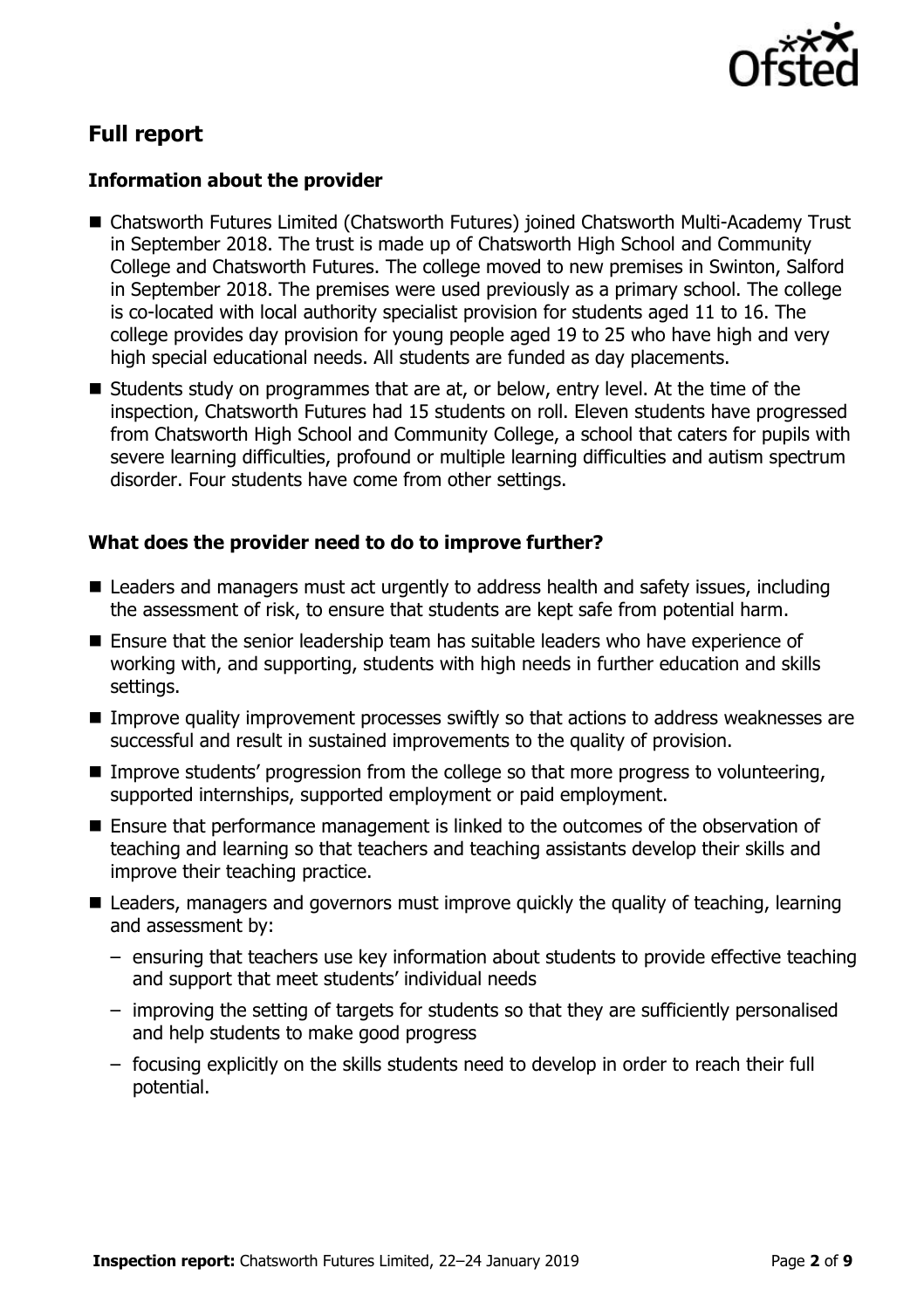## Full report

### Information about the provider

- Chatsworth Futures Limited (Chatsworth Futures) joined Chatsworth Multi-Academy Trust in September 2018. The trust is made up of Chatsworth High School and Community College and Chatsworth Futures. The college moved to new premises in Swinton, Salford in September 2018. The premises were used previously as a primary school. The college is co-located with local authority specialist provision for students aged 11 to 16. The college provides day provision for young people aged 19 to 25 who have high and very high special educational needs. All students are funded as day placements.
- Students study on programmes that are at, or below, entry level. At the time of the inspection, Chatsworth Futures had 15 students on roll. Eleven students have progressed from Chatsworth High School and Community College, a school that caters for pupils with severe learning difficulties, profound or multiple learning difficulties and autism spectrum disorder. Four students have come from other settings.

### What does the provider need to do to improve further?

- Leaders and managers must act urgently to address health and safety issues, including the assessment of risk, to ensure that students are kept safe from potential harm.
- Ensure that the senior leadership team has suitable leaders who have experience of working with, and supporting, students with high needs in further education and skills settings.
- Improve quality improvement processes swiftly so that actions to address weaknesses are successful and result in sustained improvements to the quality of provision.
- Improve students' progression from the college so that more progress to volunteering, supported internships, supported employment or paid employment.
- Ensure that performance management is linked to the outcomes of the observation of teaching and learning so that teachers and teaching assistants develop their skills and improve their teaching practice.
- Leaders, managers and governors must improve quickly the quality of teaching, learning and assessment by:
  - ensuring that teachers use key information about students to provide effective teaching and support that meet students' individual needs
  - improving the setting of targets for students so that they are sufficiently personalised and help students to make good progress
  - focusing explicitly on the skills students need to develop in order to reach their full potential.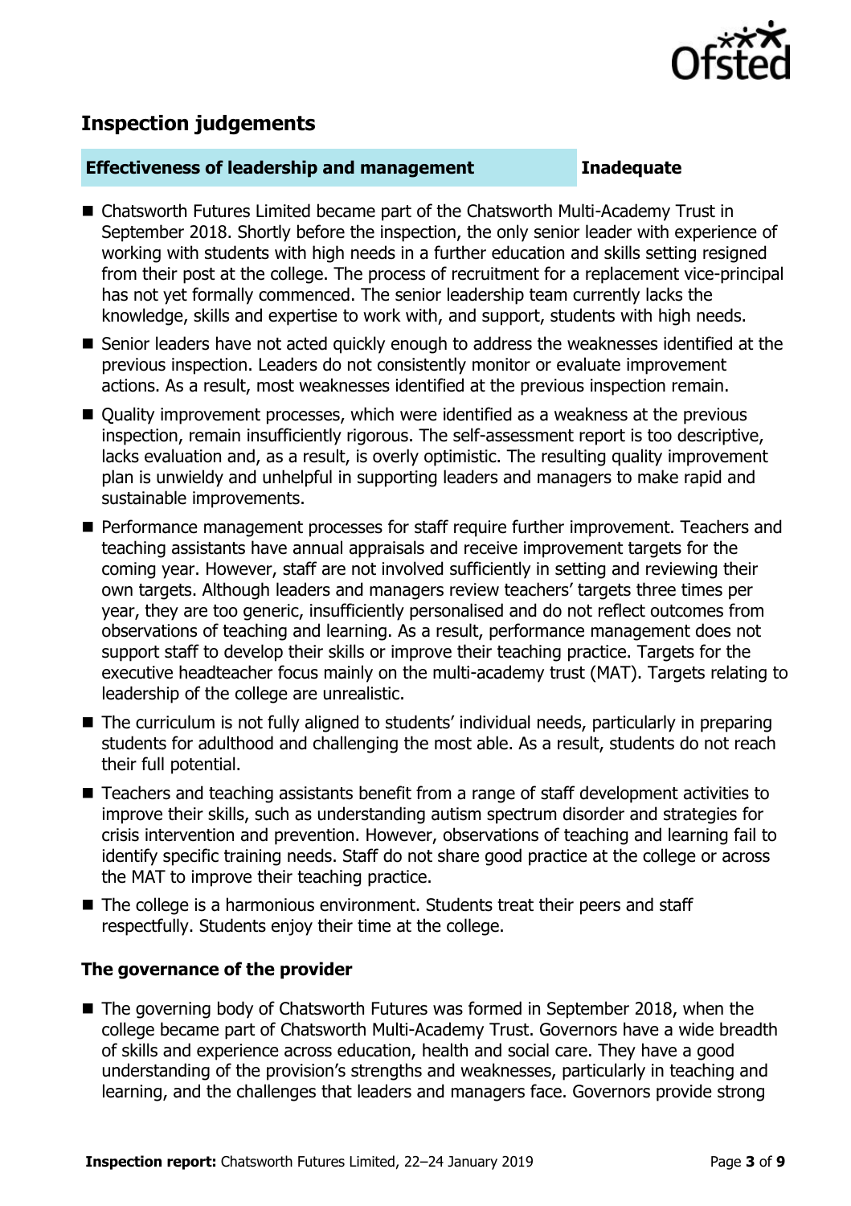## Inspection judgements

| **Effectiveness of leadership and management** | **Inadequate** |
| --- | --- |

- Chatsworth Futures Limited became part of the Chatsworth Multi-Academy Trust in September 2018. Shortly before the inspection, the only senior leader with experience of working with students with high needs in a further education and skills setting resigned from their post at the college. The process of recruitment for a replacement vice-principal has not yet formally commenced. The senior leadership team currently lacks the knowledge, skills and expertise to work with, and support, students with high needs.
- Senior leaders have not acted quickly enough to address the weaknesses identified at the previous inspection. Leaders do not consistently monitor or evaluate improvement actions. As a result, most weaknesses identified at the previous inspection remain.
- Quality improvement processes, which were identified as a weakness at the previous inspection, remain insufficiently rigorous. The self-assessment report is too descriptive, lacks evaluation and, as a result, is overly optimistic. The resulting quality improvement plan is unwieldy and unhelpful in supporting leaders and managers to make rapid and sustainable improvements.
- Performance management processes for staff require further improvement. Teachers and teaching assistants have annual appraisals and receive improvement targets for the coming year. However, staff are not involved sufficiently in setting and reviewing their own targets. Although leaders and managers review teachers' targets three times per year, they are too generic, insufficiently personalised and do not reflect outcomes from observations of teaching and learning. As a result, performance management does not support staff to develop their skills or improve their teaching practice. Targets for the executive headteacher focus mainly on the multi-academy trust (MAT). Targets relating to leadership of the college are unrealistic.
- The curriculum is not fully aligned to students' individual needs, particularly in preparing students for adulthood and challenging the most able. As a result, students do not reach their full potential.
- Teachers and teaching assistants benefit from a range of staff development activities to improve their skills, such as understanding autism spectrum disorder and strategies for crisis intervention and prevention. However, observations of teaching and learning fail to identify specific training needs. Staff do not share good practice at the college or across the MAT to improve their teaching practice.
- The college is a harmonious environment. Students treat their peers and staff respectfully. Students enjoy their time at the college.

### The governance of the provider

- The governing body of Chatsworth Futures was formed in September 2018, when the college became part of Chatsworth Multi-Academy Trust. Governors have a wide breadth of skills and experience across education, health and social care. They have a good understanding of the provision's strengths and weaknesses, particularly in teaching and learning, and the challenges that leaders and managers face. Governors provide strong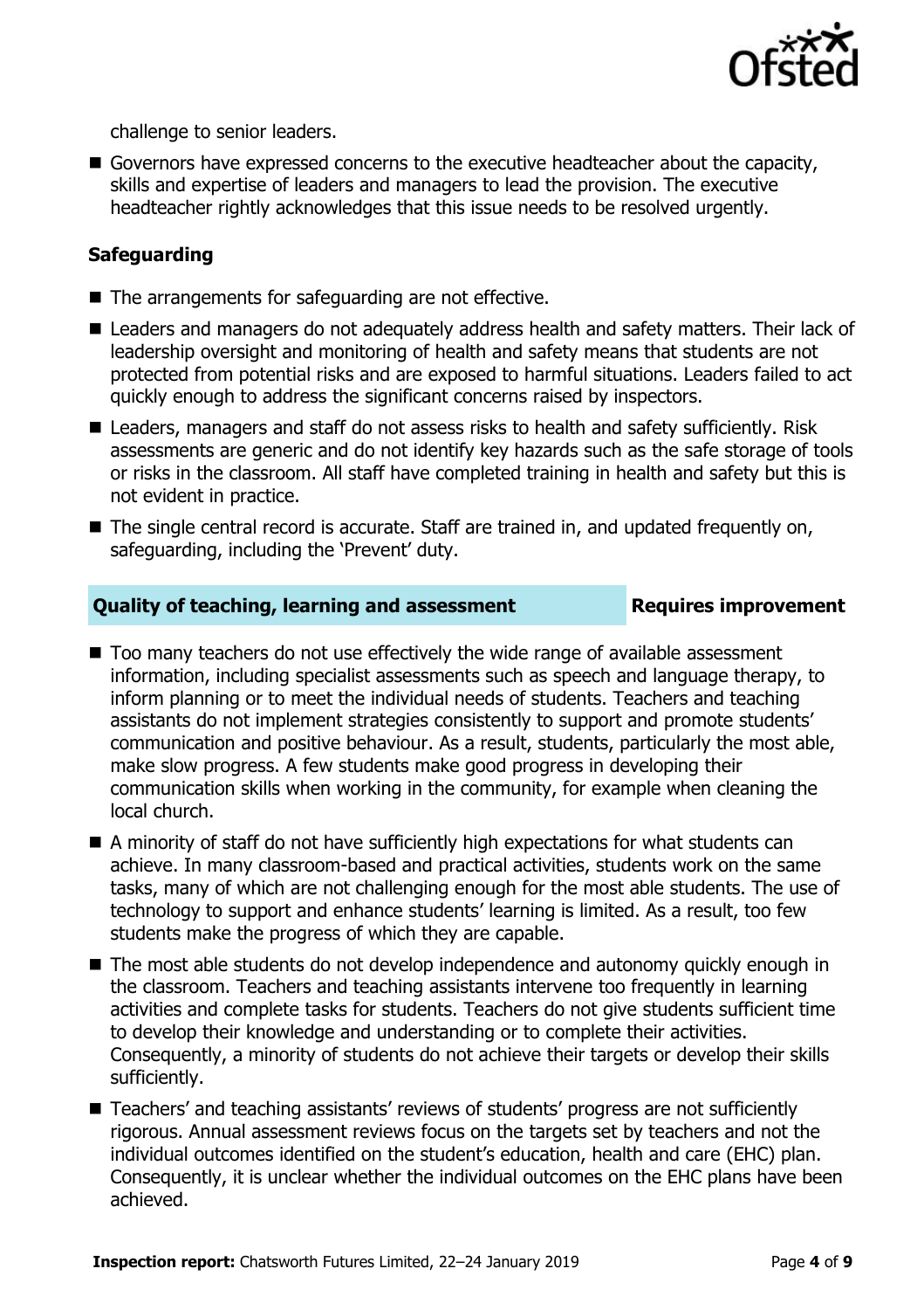challenge to senior leaders.

- Governors have expressed concerns to the executive headteacher about the capacity, skills and expertise of leaders and managers to lead the provision. The executive headteacher rightly acknowledges that this issue needs to be resolved urgently.

### Safeguarding

- The arrangements for safeguarding are not effective.
- Leaders and managers do not adequately address health and safety matters. Their lack of leadership oversight and monitoring of health and safety means that students are not protected from potential risks and are exposed to harmful situations. Leaders failed to act quickly enough to address the significant concerns raised by inspectors.
- Leaders, managers and staff do not assess risks to health and safety sufficiently. Risk assessments are generic and do not identify key hazards such as the safe storage of tools or risks in the classroom. All staff have completed training in health and safety but this is not evident in practice.
- The single central record is accurate. Staff are trained in, and updated frequently on, safeguarding, including the 'Prevent' duty.

## Quality of teaching, learning and assessment — Requires improvement

- Too many teachers do not use effectively the wide range of available assessment information, including specialist assessments such as speech and language therapy, to inform planning or to meet the individual needs of students. Teachers and teaching assistants do not implement strategies consistently to support and promote students' communication and positive behaviour. As a result, students, particularly the most able, make slow progress. A few students make good progress in developing their communication skills when working in the community, for example when cleaning the local church.
- A minority of staff do not have sufficiently high expectations for what students can achieve. In many classroom-based and practical activities, students work on the same tasks, many of which are not challenging enough for the most able students. The use of technology to support and enhance students' learning is limited. As a result, too few students make the progress of which they are capable.
- The most able students do not develop independence and autonomy quickly enough in the classroom. Teachers and teaching assistants intervene too frequently in learning activities and complete tasks for students. Teachers do not give students sufficient time to develop their knowledge and understanding or to complete their activities. Consequently, a minority of students do not achieve their targets or develop their skills sufficiently.
- Teachers' and teaching assistants' reviews of students' progress are not sufficiently rigorous. Annual assessment reviews focus on the targets set by teachers and not the individual outcomes identified on the student's education, health and care (EHC) plan. Consequently, it is unclear whether the individual outcomes on the EHC plans have been achieved.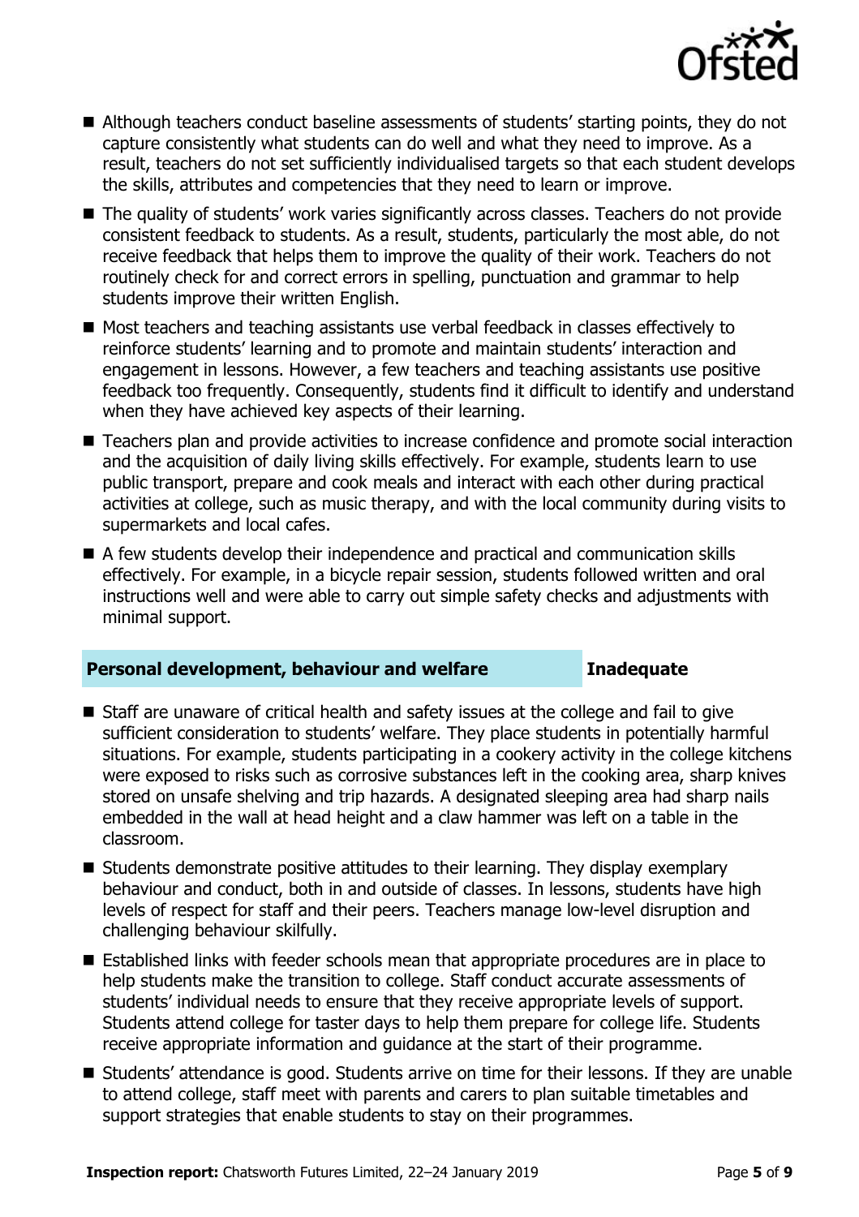- Although teachers conduct baseline assessments of students' starting points, they do not capture consistently what students can do well and what they need to improve. As a result, teachers do not set sufficiently individualised targets so that each student develops the skills, attributes and competencies that they need to learn or improve.
- The quality of students' work varies significantly across classes. Teachers do not provide consistent feedback to students. As a result, students, particularly the most able, do not receive feedback that helps them to improve the quality of their work. Teachers do not routinely check for and correct errors in spelling, punctuation and grammar to help students improve their written English.
- Most teachers and teaching assistants use verbal feedback in classes effectively to reinforce students' learning and to promote and maintain students' interaction and engagement in lessons. However, a few teachers and teaching assistants use positive feedback too frequently. Consequently, students find it difficult to identify and understand when they have achieved key aspects of their learning.
- Teachers plan and provide activities to increase confidence and promote social interaction and the acquisition of daily living skills effectively. For example, students learn to use public transport, prepare and cook meals and interact with each other during practical activities at college, such as music therapy, and with the local community during visits to supermarkets and local cafes.
- A few students develop their independence and practical and communication skills effectively. For example, in a bicycle repair session, students followed written and oral instructions well and were able to carry out simple safety checks and adjustments with minimal support.

## Personal development, behaviour and welfare — Inadequate

- Staff are unaware of critical health and safety issues at the college and fail to give sufficient consideration to students' welfare. They place students in potentially harmful situations. For example, students participating in a cookery activity in the college kitchens were exposed to risks such as corrosive substances left in the cooking area, sharp knives stored on unsafe shelving and trip hazards. A designated sleeping area had sharp nails embedded in the wall at head height and a claw hammer was left on a table in the classroom.
- Students demonstrate positive attitudes to their learning. They display exemplary behaviour and conduct, both in and outside of classes. In lessons, students have high levels of respect for staff and their peers. Teachers manage low-level disruption and challenging behaviour skilfully.
- Established links with feeder schools mean that appropriate procedures are in place to help students make the transition to college. Staff conduct accurate assessments of students' individual needs to ensure that they receive appropriate levels of support. Students attend college for taster days to help them prepare for college life. Students receive appropriate information and guidance at the start of their programme.
- Students' attendance is good. Students arrive on time for their lessons. If they are unable to attend college, staff meet with parents and carers to plan suitable timetables and support strategies that enable students to stay on their programmes.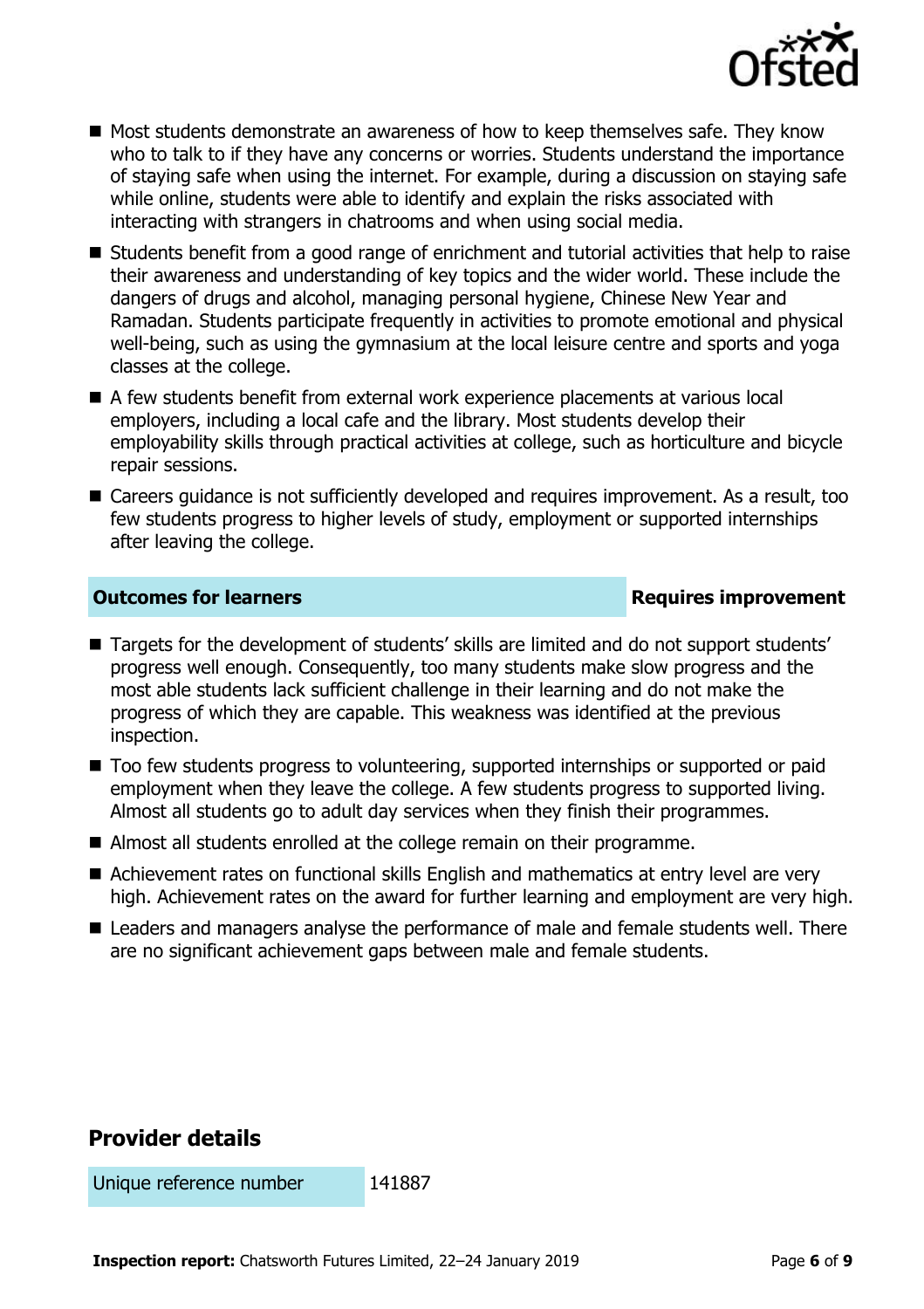- Most students demonstrate an awareness of how to keep themselves safe. They know who to talk to if they have any concerns or worries. Students understand the importance of staying safe when using the internet. For example, during a discussion on staying safe while online, students were able to identify and explain the risks associated with interacting with strangers in chatrooms and when using social media.
- Students benefit from a good range of enrichment and tutorial activities that help to raise their awareness and understanding of key topics and the wider world. These include the dangers of drugs and alcohol, managing personal hygiene, Chinese New Year and Ramadan. Students participate frequently in activities to promote emotional and physical well-being, such as using the gymnasium at the local leisure centre and sports and yoga classes at the college.
- A few students benefit from external work experience placements at various local employers, including a local cafe and the library. Most students develop their employability skills through practical activities at college, such as horticulture and bicycle repair sessions.
- Careers guidance is not sufficiently developed and requires improvement. As a result, too few students progress to higher levels of study, employment or supported internships after leaving the college.

| **Outcomes for learners** | **Requires improvement** |
|---|---|

- Targets for the development of students' skills are limited and do not support students' progress well enough. Consequently, too many students make slow progress and the most able students lack sufficient challenge in their learning and do not make the progress of which they are capable. This weakness was identified at the previous inspection.
- Too few students progress to volunteering, supported internships or supported or paid employment when they leave the college. A few students progress to supported living. Almost all students go to adult day services when they finish their programmes.
- Almost all students enrolled at the college remain on their programme.
- Achievement rates on functional skills English and mathematics at entry level are very high. Achievement rates on the award for further learning and employment are very high.
- Leaders and managers analyse the performance of male and female students well. There are no significant achievement gaps between male and female students.

## Provider details

| Unique reference number | 141887 |
|---|---|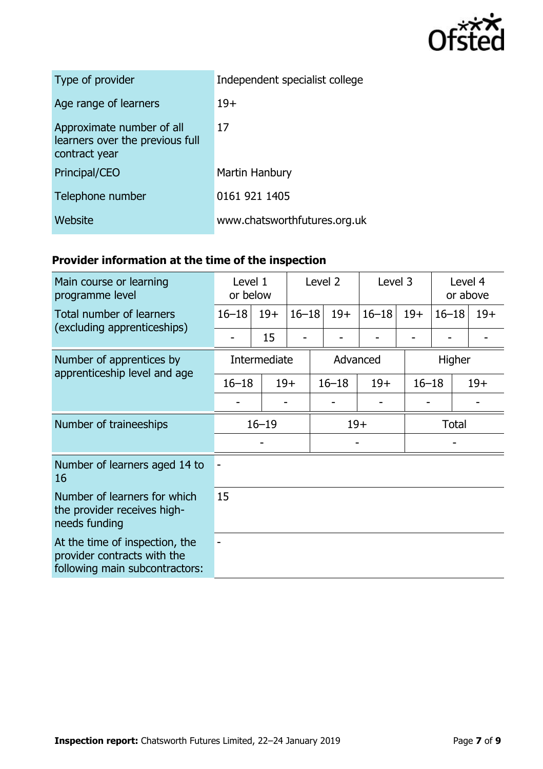| | |
|---|---|
| Type of provider | Independent specialist college |
| Age range of learners | 19+ |
| Approximate number of all learners over the previous full contract year | 17 |
| Principal/CEO | Martin Hanbury |
| Telephone number | 0161 921 1405 |
| Website | www.chatsworthfutures.org.uk |

### Provider information at the time of the inspection

| Main course or learning programme level | Level 1 or below | | Level 2 | | Level 3 | | Level 4 or above | |
|---|---|---|---|---|---|---|---|---|
| Total number of learners (excluding apprenticeships) | 16–18 | 19+ | 16–18 | 19+ | 16–18 | 19+ | 16–18 | 19+ |
| | - | 15 | - | - | - | - | - | - |

| Number of apprentices by apprenticeship level and age | Intermediate | | Advanced | | Higher | |
|---|---|---|---|---|---|---|
| | 16–18 | 19+ | 16–18 | 19+ | 16–18 | 19+ |
| | - | - | - | - | - | - |

| Number of traineeships | 16–19 | 19+ | Total |
|---|---|---|---|
| | - | - | - |

| | |
|---|---|
| Number of learners aged 14 to 16 | - |
| Number of learners for which the provider receives high-needs funding | 15 |
| At the time of inspection, the provider contracts with the following main subcontractors: | - |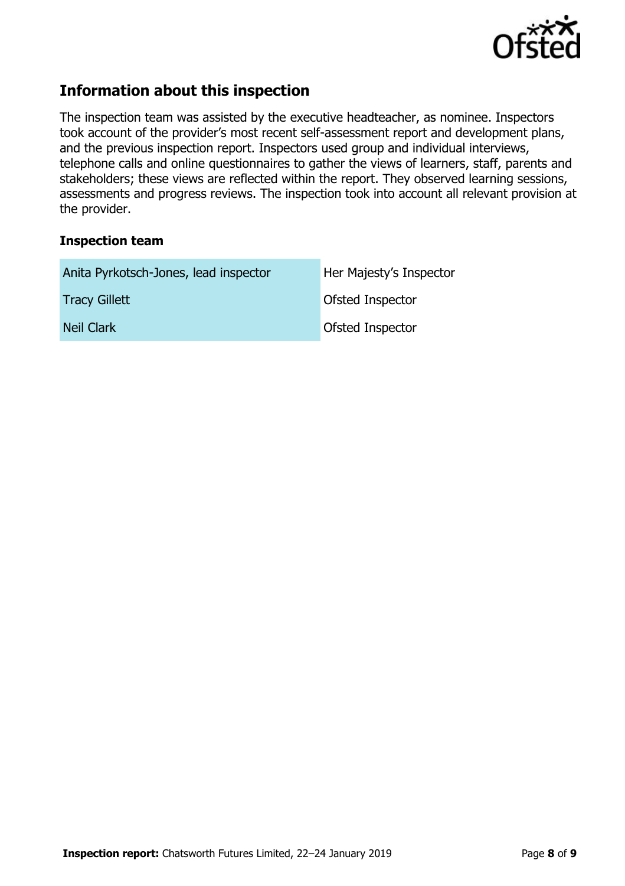## Information about this inspection

The inspection team was assisted by the executive headteacher, as nominee. Inspectors took account of the provider's most recent self-assessment report and development plans, and the previous inspection report. Inspectors used group and individual interviews, telephone calls and online questionnaires to gather the views of learners, staff, parents and stakeholders; these views are reflected within the report. They observed learning sessions, assessments and progress reviews. The inspection took into account all relevant provision at the provider.

### Inspection team

| | |
|---|---|
| Anita Pyrkotsch-Jones, lead inspector | Her Majesty's Inspector |
| Tracy Gillett | Ofsted Inspector |
| Neil Clark | Ofsted Inspector |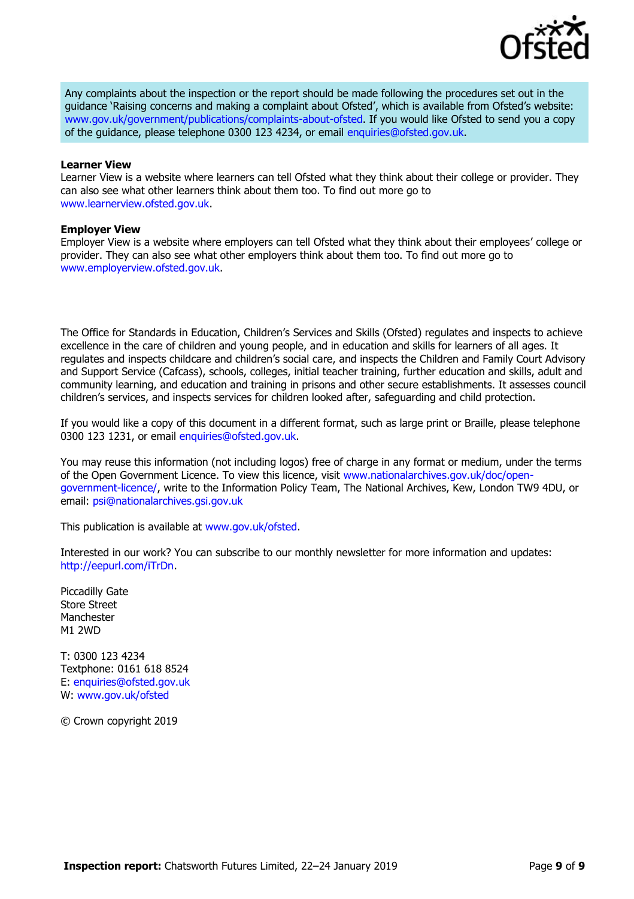Any complaints about the inspection or the report should be made following the procedures set out in the guidance 'Raising concerns and making a complaint about Ofsted', which is available from Ofsted's website: www.gov.uk/government/publications/complaints-about-ofsted. If you would like Ofsted to send you a copy of the guidance, please telephone 0300 123 4234, or email enquiries@ofsted.gov.uk.

**Learner View**
Learner View is a website where learners can tell Ofsted what they think about their college or provider. They can also see what other learners think about them too. To find out more go to www.learnerview.ofsted.gov.uk.

**Employer View**
Employer View is a website where employers can tell Ofsted what they think about their employees' college or provider. They can also see what other employers think about them too. To find out more go to www.employerview.ofsted.gov.uk.

The Office for Standards in Education, Children's Services and Skills (Ofsted) regulates and inspects to achieve excellence in the care of children and young people, and in education and skills for learners of all ages. It regulates and inspects childcare and children's social care, and inspects the Children and Family Court Advisory and Support Service (Cafcass), schools, colleges, initial teacher training, further education and skills, adult and community learning, and education and training in prisons and other secure establishments. It assesses council children's services, and inspects services for children looked after, safeguarding and child protection.

If you would like a copy of this document in a different format, such as large print or Braille, please telephone 0300 123 1231, or email enquiries@ofsted.gov.uk.

You may reuse this information (not including logos) free of charge in any format or medium, under the terms of the Open Government Licence. To view this licence, visit www.nationalarchives.gov.uk/doc/open-government-licence/, write to the Information Policy Team, The National Archives, Kew, London TW9 4DU, or email: psi@nationalarchives.gsi.gov.uk

This publication is available at www.gov.uk/ofsted.

Interested in our work? You can subscribe to our monthly newsletter for more information and updates: http://eepurl.com/iTrDn.

Piccadilly Gate
Store Street
Manchester
M1 2WD

T: 0300 123 4234
Textphone: 0161 618 8524
E: enquiries@ofsted.gov.uk
W: www.gov.uk/ofsted

© Crown copyright 2019